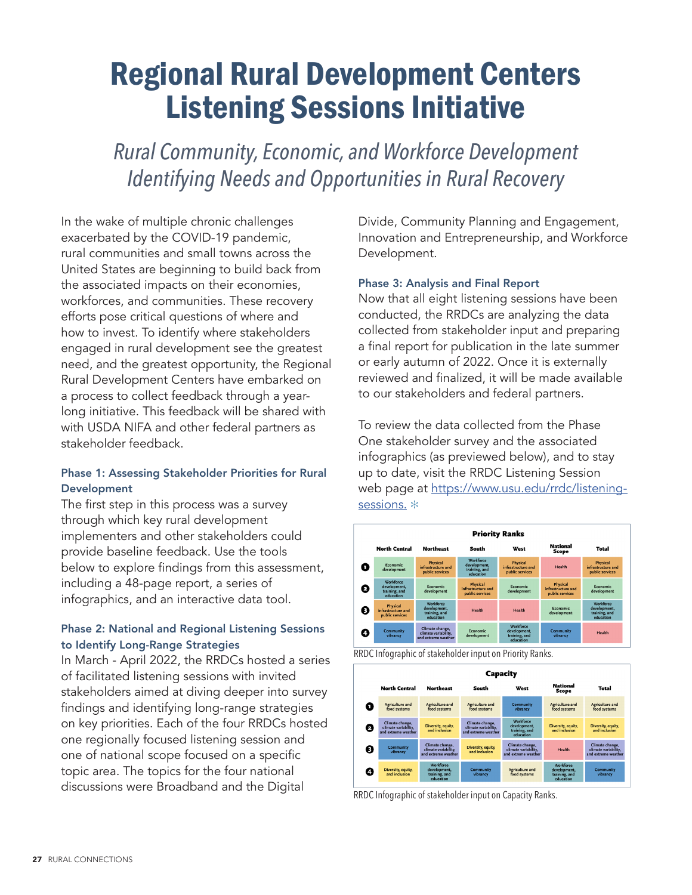# Regional Rural Development Centers Listening Sessions Initiative

## *Rural Community, Economic, and Workforce Development Identifying Needs and Opportunities in Rural Recovery*

In the wake of multiple chronic challenges exacerbated by the COVID-19 pandemic, rural communities and small towns across the United States are beginning to build back from the associated impacts on their economies, workforces, and communities. These recovery efforts pose critical questions of where and how to invest. To identify where stakeholders engaged in rural development see the greatest need, and the greatest opportunity, the Regional Rural Development Centers have embarked on a process to collect feedback through a year-long initiative. This feedback will be shared with with USDA NIFA and other federal partners as stakeholder feedback.

### Phase 1: Assessing Stakeholder Priorities for Rural Development

The first step in this process was a survey through which key rural development implementers and other stakeholders could provide baseline feedback. Use the tools below to explore findings from this assessment, including a 48-page report, a series of infographics, and an interactive data tool.

### Phase 2: National and Regional Listening Sessions to Identify Long-Range Strategies

In March - April 2022, the RRDCs hosted a series of facilitated listening sessions with invited stakeholders aimed at diving deeper into survey findings and identifying long-range strategies on key priorities. Each of the four RRDCs hosted one regionally focused listening session and one of national scope focused on a specific topic area. The topics for the four national discussions were Broadband and the Digital Divide, Community Planning and Engagement, Innovation and Entrepreneurship, and Workforce Development.

### Phase 3: Analysis and Final Report

Now that all eight listening sessions have been conducted, the RRDCs are analyzing the data collected from stakeholder input and preparing a final report for publication in the late summer or early autumn of 2022. Once it is externally reviewed and finalized, it will be made available to our stakeholders and federal partners.

To review the data collected from the Phase One stakeholder survey and the associated infographics (as previewed below), and to stay up to date, visit the RRDC Listening Session web page at https://www.usu.edu/rrdc/listening-sessions. ✻

**Priority Ranks**

| | North Central | Northeast | South | West | National Scope | Total |
|---|---|---|---|---|---|---|
| 1 | Economic development | Physical infrastructure and public services | Workforce development, training, and education | Physical infrastructure and public services | Health | Physical infrastructure and public services |
| 2 | Workforce development, training, and education | Economic development | Physical infrastructure and public services | Economic development | Physical infrastructure and public services | Economic development |
| 3 | Physical infrastructure and public services | Workforce development, training, and education | Health | Health | Economic development | Workforce development, training, and education |
| 4 | Community vibrancy | Climate change, climate variability, and extreme weather | Economic development | Workforce development, training, and education | Community vibrancy | Health |

RRDC Infographic of stakeholder input on Priority Ranks.

**Capacity**

| | North Central | Northeast | South | West | National Scope | Total |
|---|---|---|---|---|---|---|
| 1 | Agriculture and food systems | Agriculture and food systems | Agriculture and food systems | Community vibrancy | Agriculture and food systems | Agriculture and food systems |
| 2 | Climate change, climate variability, and extreme weather | Diversity, equity, and inclusion | Climate change, climate variability, and extreme weather | Workforce development, training, and education | Diversity, equity, and inclusion | Diversity, equity, and inclusion |
| 3 | Community vibrancy | Climate change, climate variability, and extreme weather | Diversity, equity, and inclusion | Climate change, climate variability, and extreme weather | Health | Climate change, climate variability, and extreme weather |
| 4 | Diversity, equity, and inclusion | Workforce development, training, and education | Community vibrancy | Agriculture and food systems | Workforce development, training, and education | Community vibrancy |

RRDC Infographic of stakeholder input on Capacity Ranks.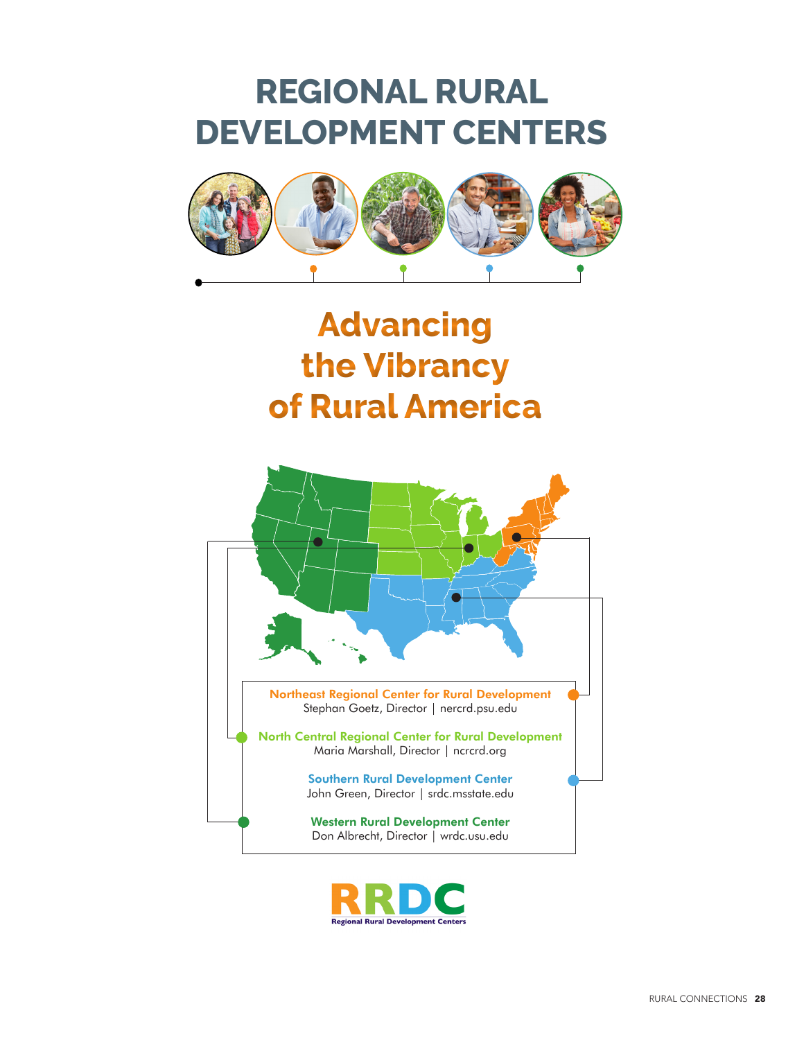# REGIONAL RURAL DEVELOPMENT CENTERS

## Advancing the Vibrancy of Rural America

**Northeast Regional Center for Rural Development**
Stephan Goetz, Director | nercrd.psu.edu

**North Central Regional Center for Rural Development**
Maria Marshall, Director | ncrcrd.org

**Southern Rural Development Center**
John Green, Director | srdc.msstate.edu

**Western Rural Development Center**
Don Albrecht, Director | wrdc.usu.edu

RRDC
Regional Rural Development Centers